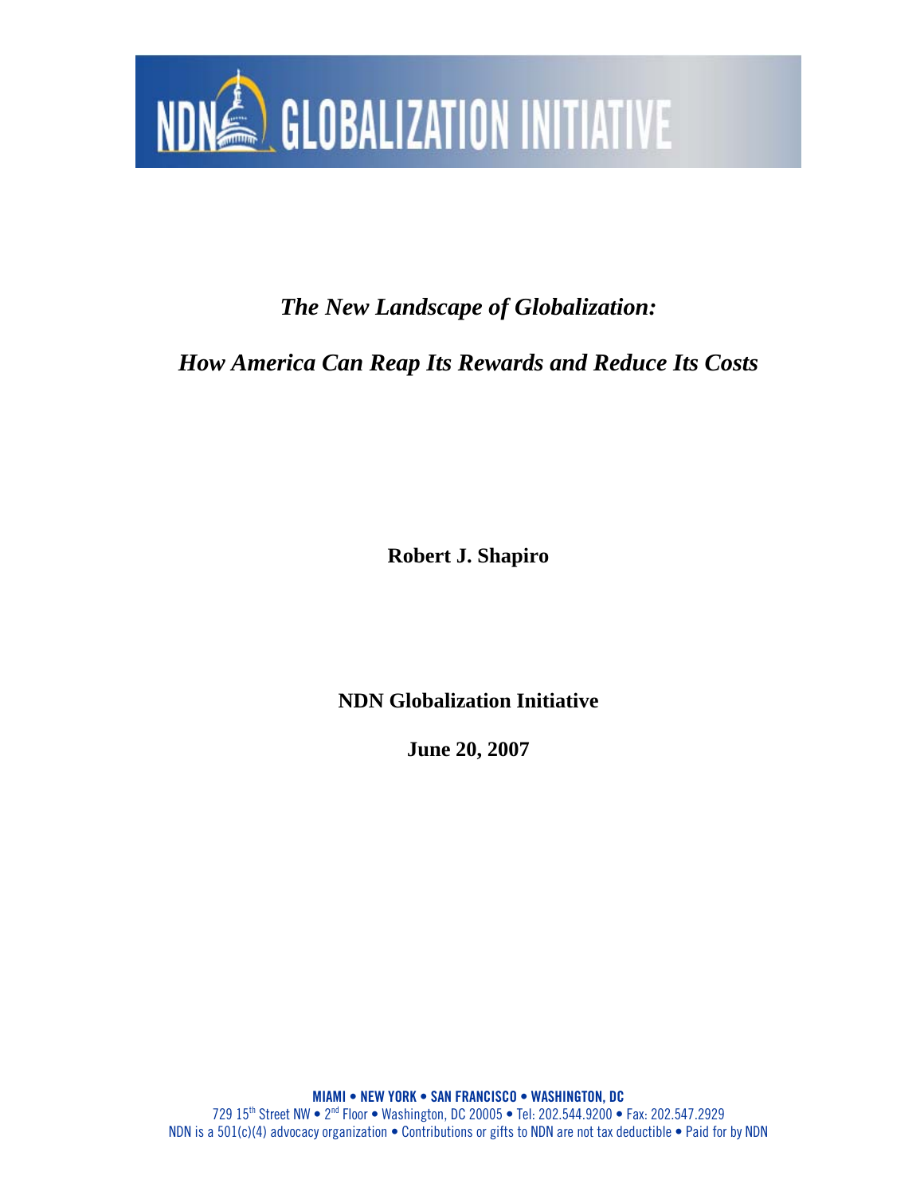NDN GLOBALIZATION INITIATIVE

# *The New Landscape of Globalization:*

# *How America Can Reap Its Rewards and Reduce Its Costs*

**Robert J. Shapiro**

**NDN Globalization Initiative**

**June 20, 2007**

**MIAMI • NEW YORK • SAN FRANCISCO • WASHINGTON, DC**

729 15th Street NW • 2nd Floor • Washington, DC 20005 • Tel: 202.544.9200 • Fax: 202.547.2929

NDN is a 501(c)(4) advocacy organization • Contributions or gifts to NDN are not tax deductible • Paid for by NDN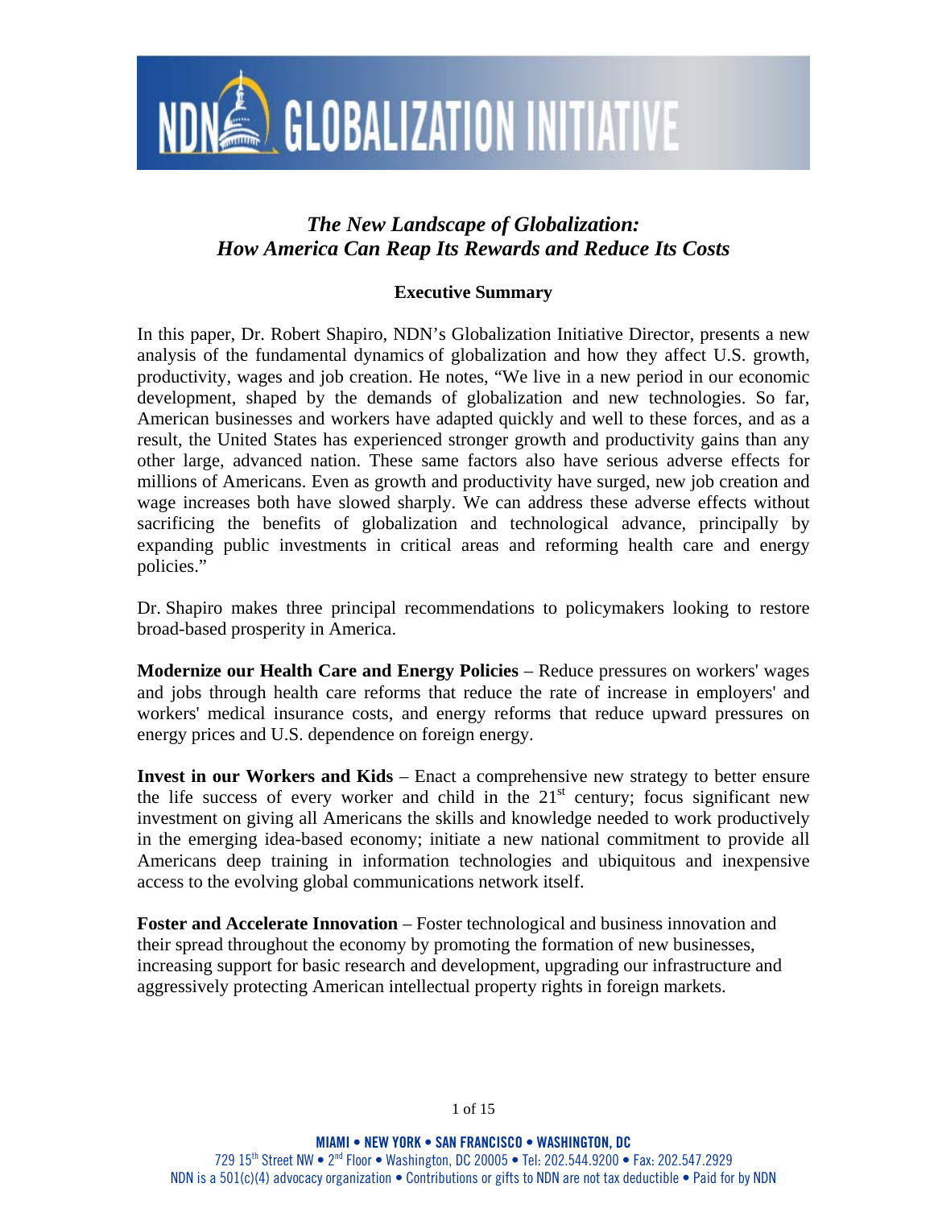# NDN GLOBALIZATION INITIATIVE

## *The New Landscape of Globalization: How America Can Reap Its Rewards and Reduce Its Costs*

### Executive Summary

In this paper, Dr. Robert Shapiro, NDN's Globalization Initiative Director, presents a new analysis of the fundamental dynamics of globalization and how they affect U.S. growth, productivity, wages and job creation. He notes, "We live in a new period in our economic development, shaped by the demands of globalization and new technologies. So far, American businesses and workers have adapted quickly and well to these forces, and as a result, the United States has experienced stronger growth and productivity gains than any other large, advanced nation. These same factors also have serious adverse effects for millions of Americans. Even as growth and productivity have surged, new job creation and wage increases both have slowed sharply. We can address these adverse effects without sacrificing the benefits of globalization and technological advance, principally by expanding public investments in critical areas and reforming health care and energy policies."

Dr. Shapiro makes three principal recommendations to policymakers looking to restore broad-based prosperity in America.

**Modernize our Health Care and Energy Policies** – Reduce pressures on workers' wages and jobs through health care reforms that reduce the rate of increase in employers' and workers' medical insurance costs, and energy reforms that reduce upward pressures on energy prices and U.S. dependence on foreign energy.

**Invest in our Workers and Kids** – Enact a comprehensive new strategy to better ensure the life success of every worker and child in the 21st century; focus significant new investment on giving all Americans the skills and knowledge needed to work productively in the emerging idea-based economy; initiate a new national commitment to provide all Americans deep training in information technologies and ubiquitous and inexpensive access to the evolving global communications network itself.

**Foster and Accelerate Innovation** – Foster technological and business innovation and their spread throughout the economy by promoting the formation of new businesses, increasing support for basic research and development, upgrading our infrastructure and aggressively protecting American intellectual property rights in foreign markets.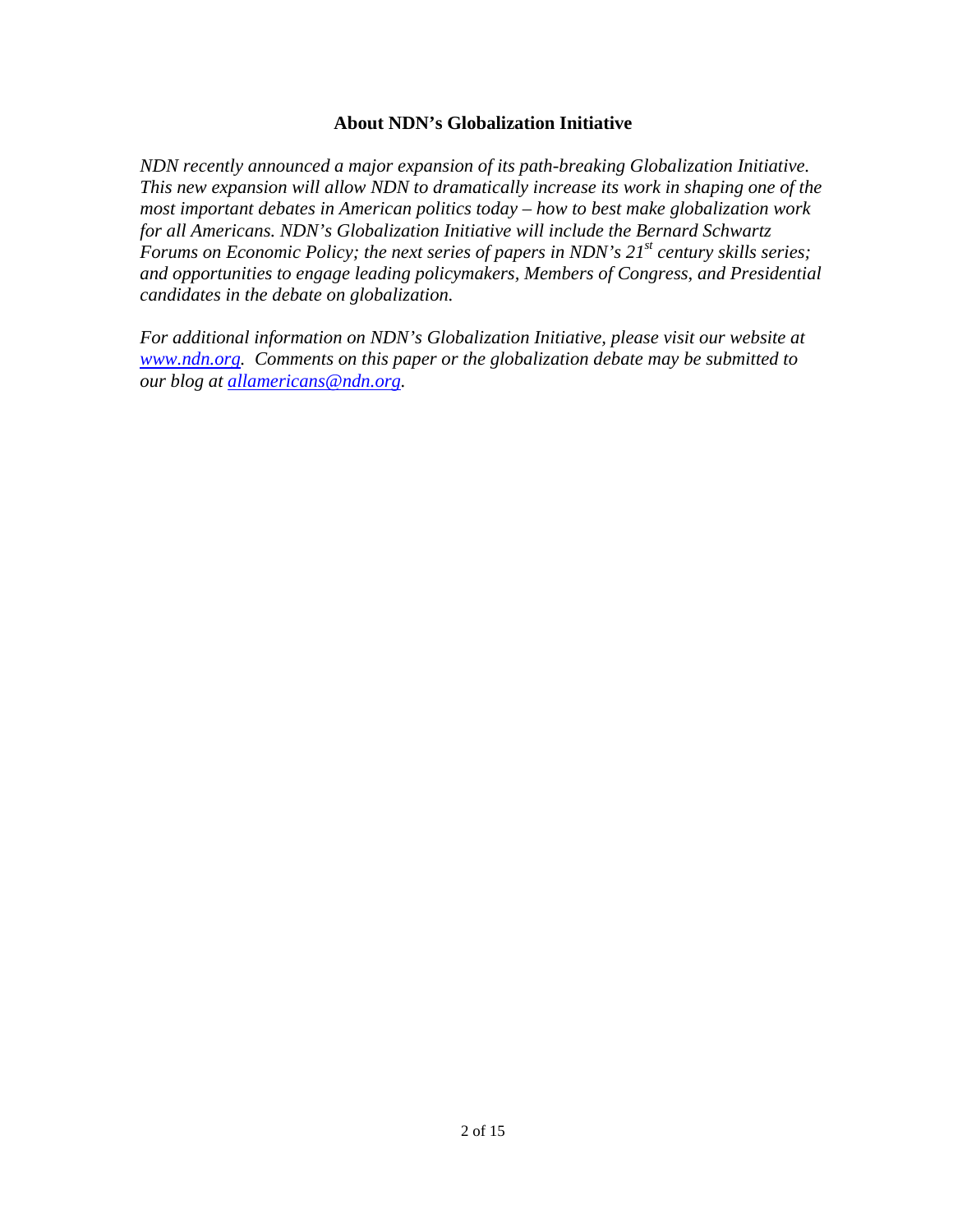## About NDN's Globalization Initiative

*NDN recently announced a major expansion of its path-breaking Globalization Initiative. This new expansion will allow NDN to dramatically increase its work in shaping one of the most important debates in American politics today – how to best make globalization work for all Americans. NDN's Globalization Initiative will include the Bernard Schwartz Forums on Economic Policy; the next series of papers in NDN's 21st century skills series; and opportunities to engage leading policymakers, Members of Congress, and Presidential candidates in the debate on globalization.*

*For additional information on NDN's Globalization Initiative, please visit our website at [www.ndn.org](http://www.ndn.org). Comments on this paper or the globalization debate may be submitted to our blog at [allamericans@ndn.org](mailto:allamericans@ndn.org).*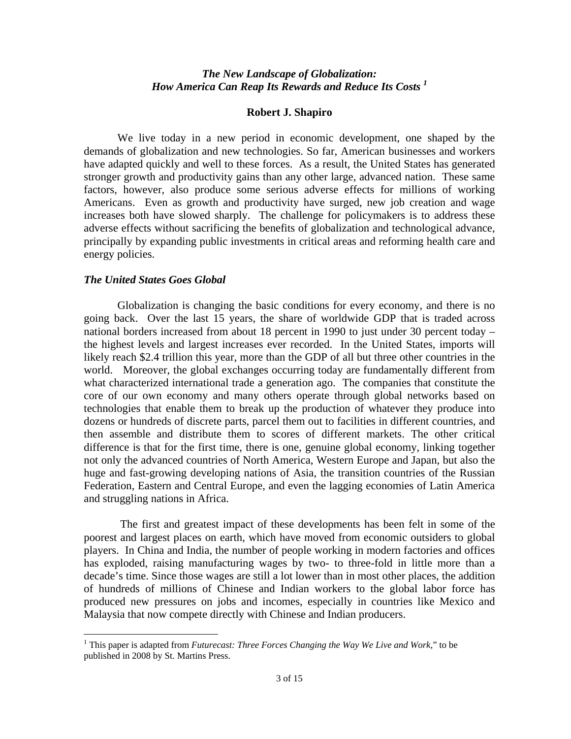### *The New Landscape of Globalization: How America Can Reap Its Rewards and Reduce Its Costs* [1]

**Robert J. Shapiro**

We live today in a new period in economic development, one shaped by the demands of globalization and new technologies. So far, American businesses and workers have adapted quickly and well to these forces. As a result, the United States has generated stronger growth and productivity gains than any other large, advanced nation. These same factors, however, also produce some serious adverse effects for millions of working Americans. Even as growth and productivity have surged, new job creation and wage increases both have slowed sharply. The challenge for policymakers is to address these adverse effects without sacrificing the benefits of globalization and technological advance, principally by expanding public investments in critical areas and reforming health care and energy policies.

#### *The United States Goes Global*

Globalization is changing the basic conditions for every economy, and there is no going back. Over the last 15 years, the share of worldwide GDP that is traded across national borders increased from about 18 percent in 1990 to just under 30 percent today – the highest levels and largest increases ever recorded. In the United States, imports will likely reach $2.4 trillion this year, more than the GDP of all but three other countries in the world. Moreover, the global exchanges occurring today are fundamentally different from what characterized international trade a generation ago. The companies that constitute the core of our own economy and many others operate through global networks based on technologies that enable them to break up the production of whatever they produce into dozens or hundreds of discrete parts, parcel them out to facilities in different countries, and then assemble and distribute them to scores of different markets. The other critical difference is that for the first time, there is one, genuine global economy, linking together not only the advanced countries of North America, Western Europe and Japan, but also the huge and fast-growing developing nations of Asia, the transition countries of the Russian Federation, Eastern and Central Europe, and even the lagging economies of Latin America and struggling nations in Africa.

The first and greatest impact of these developments has been felt in some of the poorest and largest places on earth, which have moved from economic outsiders to global players. In China and India, the number of people working in modern factories and offices has exploded, raising manufacturing wages by two- to three-fold in little more than a decade's time. Since those wages are still a lot lower than in most other places, the addition of hundreds of millions of Chinese and Indian workers to the global labor force has produced new pressures on jobs and incomes, especially in countries like Mexico and Malaysia that now compete directly with Chinese and Indian producers.

[1] This paper is adapted from *Futurecast: Three Forces Changing the Way We Live and Work*," to be published in 2008 by St. Martins Press.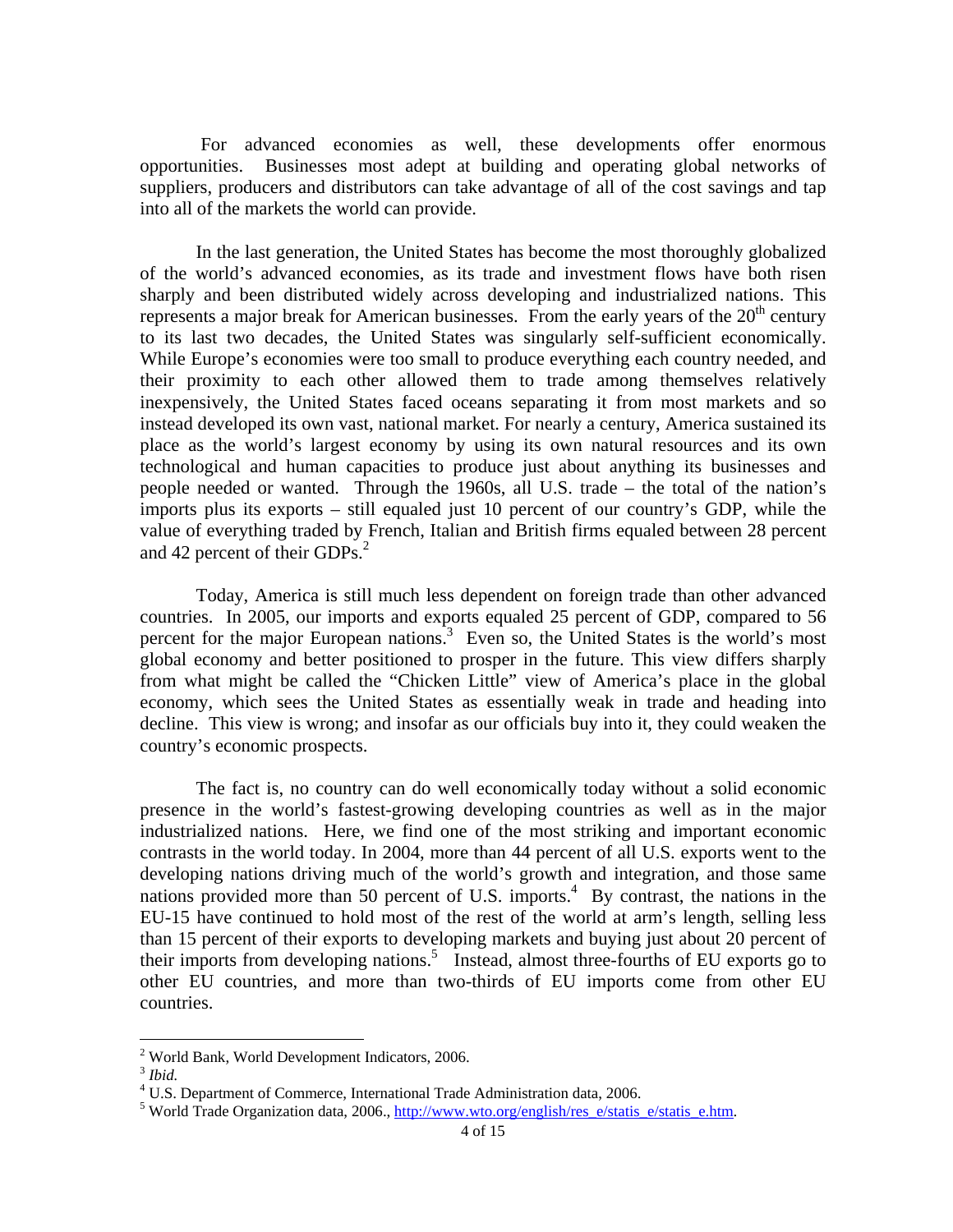For advanced economies as well, these developments offer enormous opportunities. Businesses most adept at building and operating global networks of suppliers, producers and distributors can take advantage of all of the cost savings and tap into all of the markets the world can provide.

In the last generation, the United States has become the most thoroughly globalized of the world's advanced economies, as its trade and investment flows have both risen sharply and been distributed widely across developing and industrialized nations. This represents a major break for American businesses. From the early years of the 20th century to its last two decades, the United States was singularly self-sufficient economically. While Europe's economies were too small to produce everything each country needed, and their proximity to each other allowed them to trade among themselves relatively inexpensively, the United States faced oceans separating it from most markets and so instead developed its own vast, national market. For nearly a century, America sustained its place as the world's largest economy by using its own natural resources and its own technological and human capacities to produce just about anything its businesses and people needed or wanted. Through the 1960s, all U.S. trade – the total of the nation's imports plus its exports – still equaled just 10 percent of our country's GDP, while the value of everything traded by French, Italian and British firms equaled between 28 percent and 42 percent of their GDPs.[2]

Today, America is still much less dependent on foreign trade than other advanced countries. In 2005, our imports and exports equaled 25 percent of GDP, compared to 56 percent for the major European nations.[3] Even so, the United States is the world's most global economy and better positioned to prosper in the future. This view differs sharply from what might be called the "Chicken Little" view of America's place in the global economy, which sees the United States as essentially weak in trade and heading into decline. This view is wrong; and insofar as our officials buy into it, they could weaken the country's economic prospects.

The fact is, no country can do well economically today without a solid economic presence in the world's fastest-growing developing countries as well as in the major industrialized nations. Here, we find one of the most striking and important economic contrasts in the world today. In 2004, more than 44 percent of all U.S. exports went to the developing nations driving much of the world's growth and integration, and those same nations provided more than 50 percent of U.S. imports.[4] By contrast, the nations in the EU-15 have continued to hold most of the rest of the world at arm's length, selling less than 15 percent of their exports to developing markets and buying just about 20 percent of their imports from developing nations.[5] Instead, almost three-fourths of EU exports go to other EU countries, and more than two-thirds of EU imports come from other EU countries.

---

[2] World Bank, World Development Indicators, 2006.

[3] *Ibid.*

[4] U.S. Department of Commerce, International Trade Administration data, 2006.

[5] World Trade Organization data, 2006., http://www.wto.org/english/res_e/statis_e/statis_e.htm.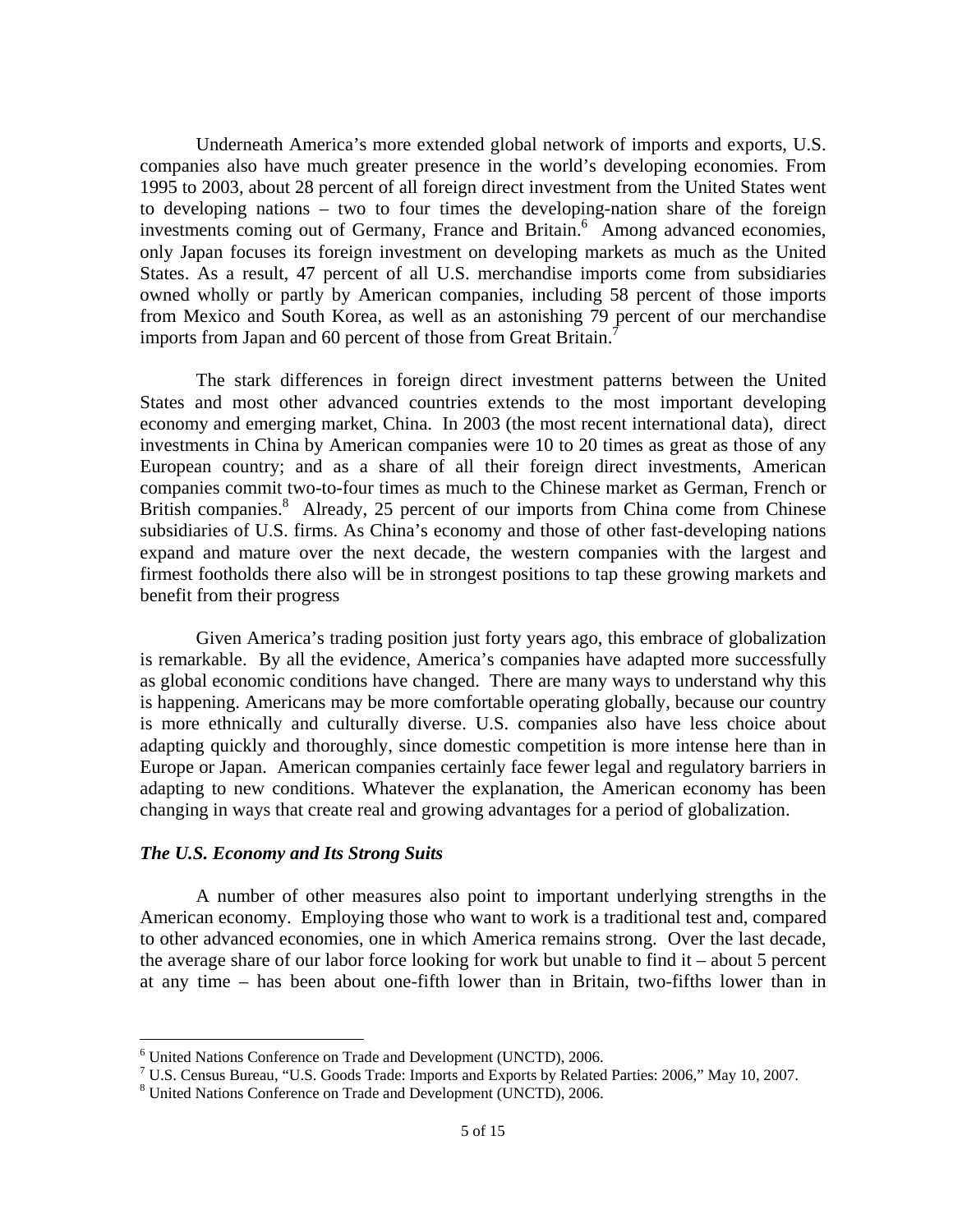Underneath America's more extended global network of imports and exports, U.S. companies also have much greater presence in the world's developing economies. From 1995 to 2003, about 28 percent of all foreign direct investment from the United States went to developing nations – two to four times the developing-nation share of the foreign investments coming out of Germany, France and Britain.[6] Among advanced economies, only Japan focuses its foreign investment on developing markets as much as the United States. As a result, 47 percent of all U.S. merchandise imports come from subsidiaries owned wholly or partly by American companies, including 58 percent of those imports from Mexico and South Korea, as well as an astonishing 79 percent of our merchandise imports from Japan and 60 percent of those from Great Britain.[7]

The stark differences in foreign direct investment patterns between the United States and most other advanced countries extends to the most important developing economy and emerging market, China. In 2003 (the most recent international data), direct investments in China by American companies were 10 to 20 times as great as those of any European country; and as a share of all their foreign direct investments, American companies commit two-to-four times as much to the Chinese market as German, French or British companies.[8] Already, 25 percent of our imports from China come from Chinese subsidiaries of U.S. firms. As China's economy and those of other fast-developing nations expand and mature over the next decade, the western companies with the largest and firmest footholds there also will be in strongest positions to tap these growing markets and benefit from their progress

Given America's trading position just forty years ago, this embrace of globalization is remarkable. By all the evidence, America's companies have adapted more successfully as global economic conditions have changed. There are many ways to understand why this is happening. Americans may be more comfortable operating globally, because our country is more ethnically and culturally diverse. U.S. companies also have less choice about adapting quickly and thoroughly, since domestic competition is more intense here than in Europe or Japan. American companies certainly face fewer legal and regulatory barriers in adapting to new conditions. Whatever the explanation, the American economy has been changing in ways that create real and growing advantages for a period of globalization.

***The U.S. Economy and Its Strong Suits***

A number of other measures also point to important underlying strengths in the American economy. Employing those who want to work is a traditional test and, compared to other advanced economies, one in which America remains strong. Over the last decade, the average share of our labor force looking for work but unable to find it – about 5 percent at any time – has been about one-fifth lower than in Britain, two-fifths lower than in

---

[6] United Nations Conference on Trade and Development (UNCTD), 2006.

[7] U.S. Census Bureau, "U.S. Goods Trade: Imports and Exports by Related Parties: 2006," May 10, 2007.

[8] United Nations Conference on Trade and Development (UNCTD), 2006.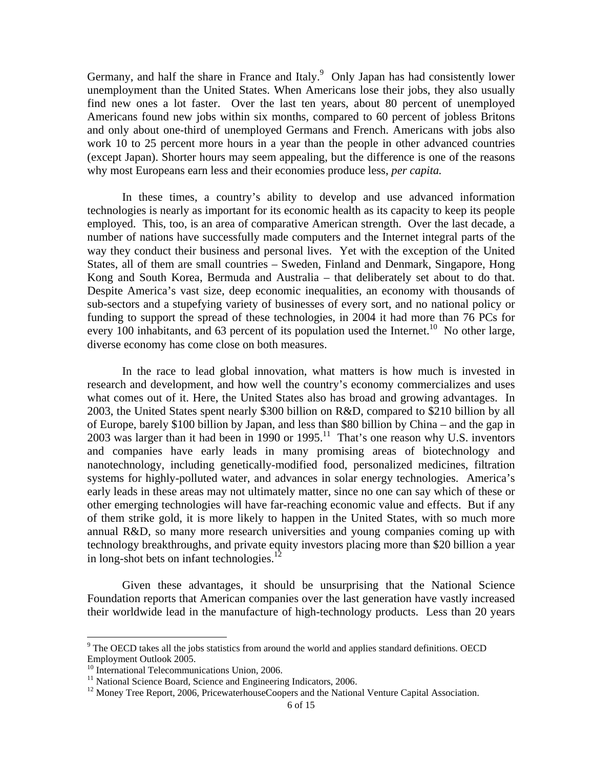Germany, and half the share in France and Italy.[9] Only Japan has had consistently lower unemployment than the United States. When Americans lose their jobs, they also usually find new ones a lot faster. Over the last ten years, about 80 percent of unemployed Americans found new jobs within six months, compared to 60 percent of jobless Britons and only about one-third of unemployed Germans and French. Americans with jobs also work 10 to 25 percent more hours in a year than the people in other advanced countries (except Japan). Shorter hours may seem appealing, but the difference is one of the reasons why most Europeans earn less and their economies produce less, *per capita.*

In these times, a country's ability to develop and use advanced information technologies is nearly as important for its economic health as its capacity to keep its people employed. This, too, is an area of comparative American strength. Over the last decade, a number of nations have successfully made computers and the Internet integral parts of the way they conduct their business and personal lives. Yet with the exception of the United States, all of them are small countries – Sweden, Finland and Denmark, Singapore, Hong Kong and South Korea, Bermuda and Australia – that deliberately set about to do that. Despite America's vast size, deep economic inequalities, an economy with thousands of sub-sectors and a stupefying variety of businesses of every sort, and no national policy or funding to support the spread of these technologies, in 2004 it had more than 76 PCs for every 100 inhabitants, and 63 percent of its population used the Internet.[10] No other large, diverse economy has come close on both measures.

In the race to lead global innovation, what matters is how much is invested in research and development, and how well the country's economy commercializes and uses what comes out of it. Here, the United States also has broad and growing advantages. In 2003, the United States spent nearly $300 billion on R&D, compared to $210 billion by all of Europe, barely $100 billion by Japan, and less than $80 billion by China – and the gap in 2003 was larger than it had been in 1990 or 1995.[11] That's one reason why U.S. inventors and companies have early leads in many promising areas of biotechnology and nanotechnology, including genetically-modified food, personalized medicines, filtration systems for highly-polluted water, and advances in solar energy technologies. America's early leads in these areas may not ultimately matter, since no one can say which of these or other emerging technologies will have far-reaching economic value and effects. But if any of them strike gold, it is more likely to happen in the United States, with so much more annual R&D, so many more research universities and young companies coming up with technology breakthroughs, and private equity investors placing more than $20 billion a year in long-shot bets on infant technologies.[12]

Given these advantages, it should be unsurprising that the National Science Foundation reports that American companies over the last generation have vastly increased their worldwide lead in the manufacture of high-technology products. Less than 20 years

---

[9] The OECD takes all the jobs statistics from around the world and applies standard definitions. OECD Employment Outlook 2005.

[10] International Telecommunications Union, 2006.

[11] National Science Board, Science and Engineering Indicators, 2006.

[12] Money Tree Report, 2006, PricewaterhouseCoopers and the National Venture Capital Association.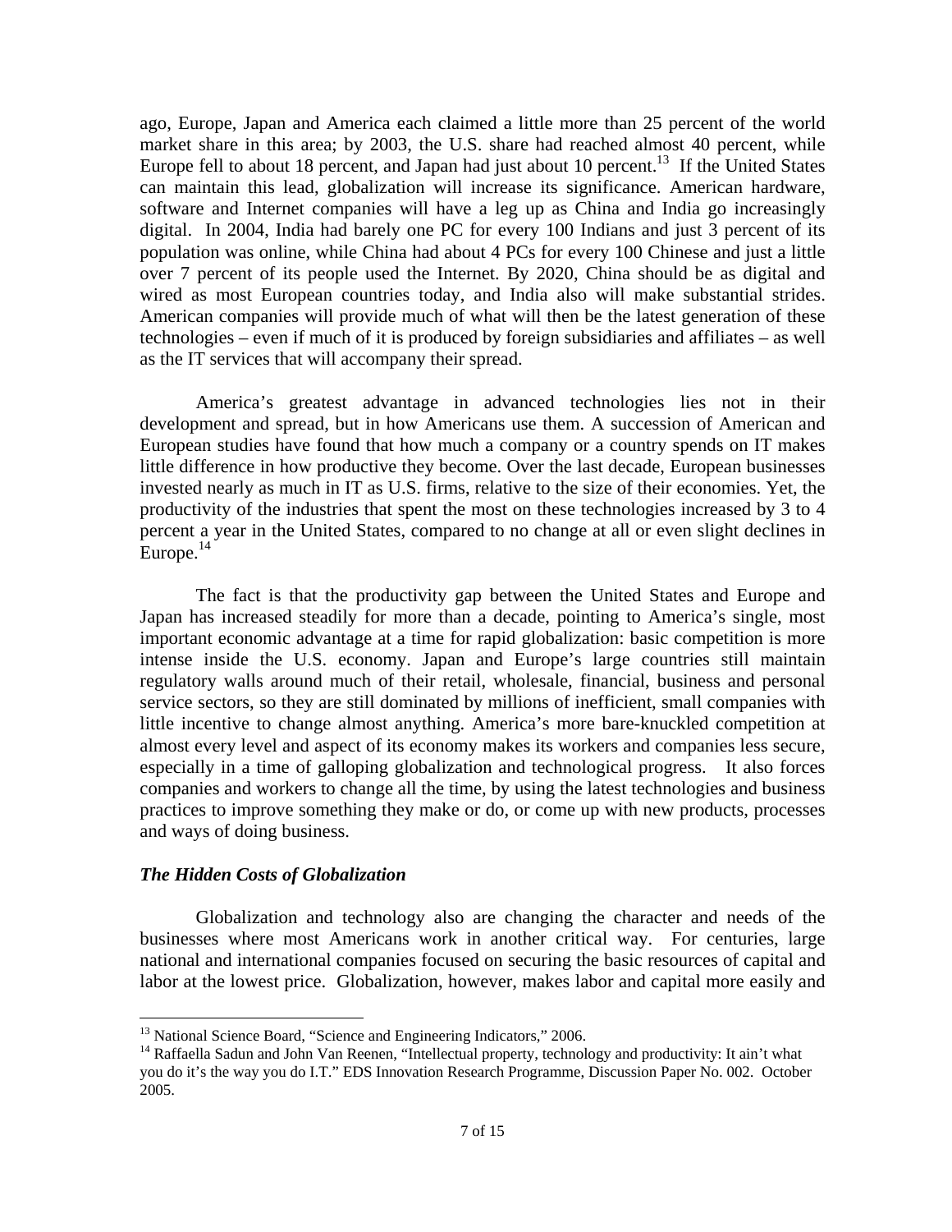ago, Europe, Japan and America each claimed a little more than 25 percent of the world market share in this area; by 2003, the U.S. share had reached almost 40 percent, while Europe fell to about 18 percent, and Japan had just about 10 percent.[13] If the United States can maintain this lead, globalization will increase its significance. American hardware, software and Internet companies will have a leg up as China and India go increasingly digital. In 2004, India had barely one PC for every 100 Indians and just 3 percent of its population was online, while China had about 4 PCs for every 100 Chinese and just a little over 7 percent of its people used the Internet. By 2020, China should be as digital and wired as most European countries today, and India also will make substantial strides. American companies will provide much of what will then be the latest generation of these technologies – even if much of it is produced by foreign subsidiaries and affiliates – as well as the IT services that will accompany their spread.

America's greatest advantage in advanced technologies lies not in their development and spread, but in how Americans use them. A succession of American and European studies have found that how much a company or a country spends on IT makes little difference in how productive they become. Over the last decade, European businesses invested nearly as much in IT as U.S. firms, relative to the size of their economies. Yet, the productivity of the industries that spent the most on these technologies increased by 3 to 4 percent a year in the United States, compared to no change at all or even slight declines in Europe.[14]

The fact is that the productivity gap between the United States and Europe and Japan has increased steadily for more than a decade, pointing to America's single, most important economic advantage at a time for rapid globalization: basic competition is more intense inside the U.S. economy. Japan and Europe's large countries still maintain regulatory walls around much of their retail, wholesale, financial, business and personal service sectors, so they are still dominated by millions of inefficient, small companies with little incentive to change almost anything. America's more bare-knuckled competition at almost every level and aspect of its economy makes its workers and companies less secure, especially in a time of galloping globalization and technological progress. It also forces companies and workers to change all the time, by using the latest technologies and business practices to improve something they make or do, or come up with new products, processes and ways of doing business.

### *The Hidden Costs of Globalization*

Globalization and technology also are changing the character and needs of the businesses where most Americans work in another critical way. For centuries, large national and international companies focused on securing the basic resources of capital and labor at the lowest price. Globalization, however, makes labor and capital more easily and

---

[13] National Science Board, "Science and Engineering Indicators," 2006.

[14] Raffaella Sadun and John Van Reenen, "Intellectual property, technology and productivity: It ain't what you do it's the way you do I.T." EDS Innovation Research Programme, Discussion Paper No. 002. October 2005.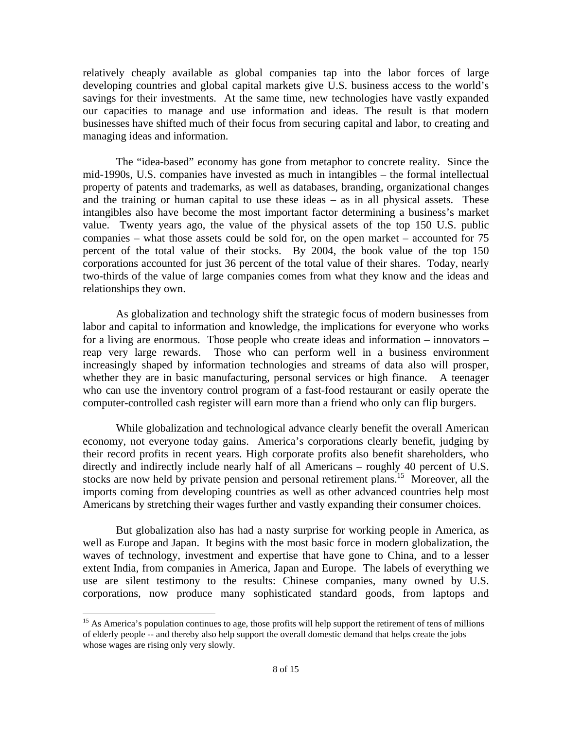relatively cheaply available as global companies tap into the labor forces of large developing countries and global capital markets give U.S. business access to the world's savings for their investments. At the same time, new technologies have vastly expanded our capacities to manage and use information and ideas. The result is that modern businesses have shifted much of their focus from securing capital and labor, to creating and managing ideas and information.

The "idea-based" economy has gone from metaphor to concrete reality. Since the mid-1990s, U.S. companies have invested as much in intangibles – the formal intellectual property of patents and trademarks, as well as databases, branding, organizational changes and the training or human capital to use these ideas – as in all physical assets. These intangibles also have become the most important factor determining a business's market value. Twenty years ago, the value of the physical assets of the top 150 U.S. public companies – what those assets could be sold for, on the open market – accounted for 75 percent of the total value of their stocks. By 2004, the book value of the top 150 corporations accounted for just 36 percent of the total value of their shares. Today, nearly two-thirds of the value of large companies comes from what they know and the ideas and relationships they own.

As globalization and technology shift the strategic focus of modern businesses from labor and capital to information and knowledge, the implications for everyone who works for a living are enormous. Those people who create ideas and information – innovators – reap very large rewards. Those who can perform well in a business environment increasingly shaped by information technologies and streams of data also will prosper, whether they are in basic manufacturing, personal services or high finance. A teenager who can use the inventory control program of a fast-food restaurant or easily operate the computer-controlled cash register will earn more than a friend who only can flip burgers.

While globalization and technological advance clearly benefit the overall American economy, not everyone today gains. America's corporations clearly benefit, judging by their record profits in recent years. High corporate profits also benefit shareholders, who directly and indirectly include nearly half of all Americans – roughly 40 percent of U.S. stocks are now held by private pension and personal retirement plans.[15] Moreover, all the imports coming from developing countries as well as other advanced countries help most Americans by stretching their wages further and vastly expanding their consumer choices.

But globalization also has had a nasty surprise for working people in America, as well as Europe and Japan. It begins with the most basic force in modern globalization, the waves of technology, investment and expertise that have gone to China, and to a lesser extent India, from companies in America, Japan and Europe. The labels of everything we use are silent testimony to the results: Chinese companies, many owned by U.S. corporations, now produce many sophisticated standard goods, from laptops and

[15] As America's population continues to age, those profits will help support the retirement of tens of millions of elderly people -- and thereby also help support the overall domestic demand that helps create the jobs whose wages are rising only very slowly.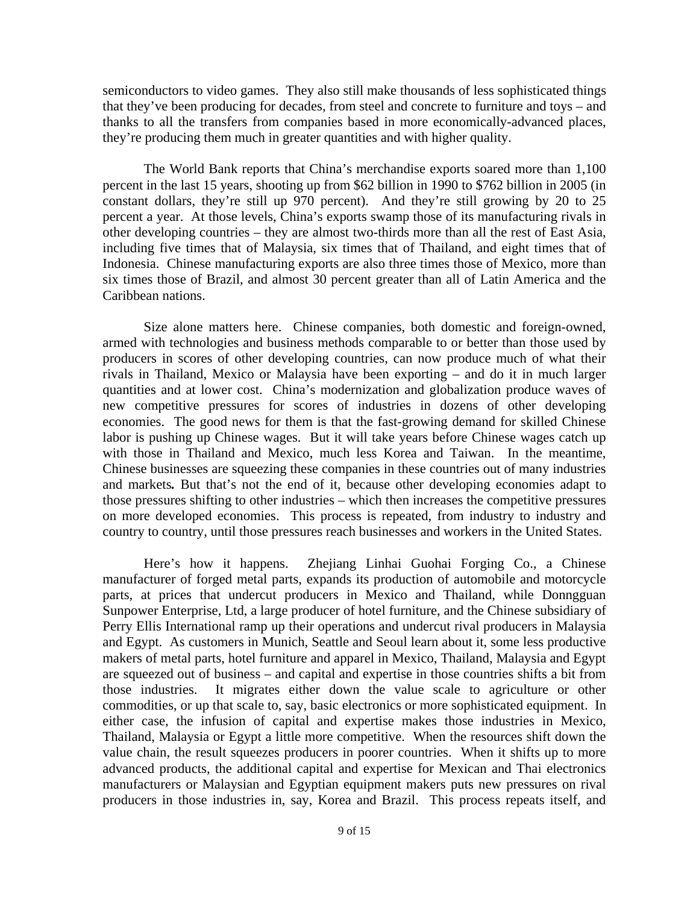semiconductors to video games. They also still make thousands of less sophisticated things that they've been producing for decades, from steel and concrete to furniture and toys – and thanks to all the transfers from companies based in more economically-advanced places, they're producing them much in greater quantities and with higher quality.

The World Bank reports that China's merchandise exports soared more than 1,100 percent in the last 15 years, shooting up from $62 billion in 1990 to $762 billion in 2005 (in constant dollars, they're still up 970 percent). And they're still growing by 20 to 25 percent a year. At those levels, China's exports swamp those of its manufacturing rivals in other developing countries – they are almost two-thirds more than all the rest of East Asia, including five times that of Malaysia, six times that of Thailand, and eight times that of Indonesia. Chinese manufacturing exports are also three times those of Mexico, more than six times those of Brazil, and almost 30 percent greater than all of Latin America and the Caribbean nations.

Size alone matters here. Chinese companies, both domestic and foreign-owned, armed with technologies and business methods comparable to or better than those used by producers in scores of other developing countries, can now produce much of what their rivals in Thailand, Mexico or Malaysia have been exporting – and do it in much larger quantities and at lower cost. China's modernization and globalization produce waves of new competitive pressures for scores of industries in dozens of other developing economies. The good news for them is that the fast-growing demand for skilled Chinese labor is pushing up Chinese wages. But it will take years before Chinese wages catch up with those in Thailand and Mexico, much less Korea and Taiwan. In the meantime, Chinese businesses are squeezing these companies in these countries out of many industries and markets**.** But that's not the end of it, because other developing economies adapt to those pressures shifting to other industries – which then increases the competitive pressures on more developed economies. This process is repeated, from industry to industry and country to country, until those pressures reach businesses and workers in the United States.

Here's how it happens. Zhejiang Linhai Guohai Forging Co., a Chinese manufacturer of forged metal parts, expands its production of automobile and motorcycle parts, at prices that undercut producers in Mexico and Thailand, while Donngguan Sunpower Enterprise, Ltd, a large producer of hotel furniture, and the Chinese subsidiary of Perry Ellis International ramp up their operations and undercut rival producers in Malaysia and Egypt. As customers in Munich, Seattle and Seoul learn about it, some less productive makers of metal parts, hotel furniture and apparel in Mexico, Thailand, Malaysia and Egypt are squeezed out of business – and capital and expertise in those countries shifts a bit from those industries. It migrates either down the value scale to agriculture or other commodities, or up that scale to, say, basic electronics or more sophisticated equipment. In either case, the infusion of capital and expertise makes those industries in Mexico, Thailand, Malaysia or Egypt a little more competitive. When the resources shift down the value chain, the result squeezes producers in poorer countries. When it shifts up to more advanced products, the additional capital and expertise for Mexican and Thai electronics manufacturers or Malaysian and Egyptian equipment makers puts new pressures on rival producers in those industries in, say, Korea and Brazil. This process repeats itself, and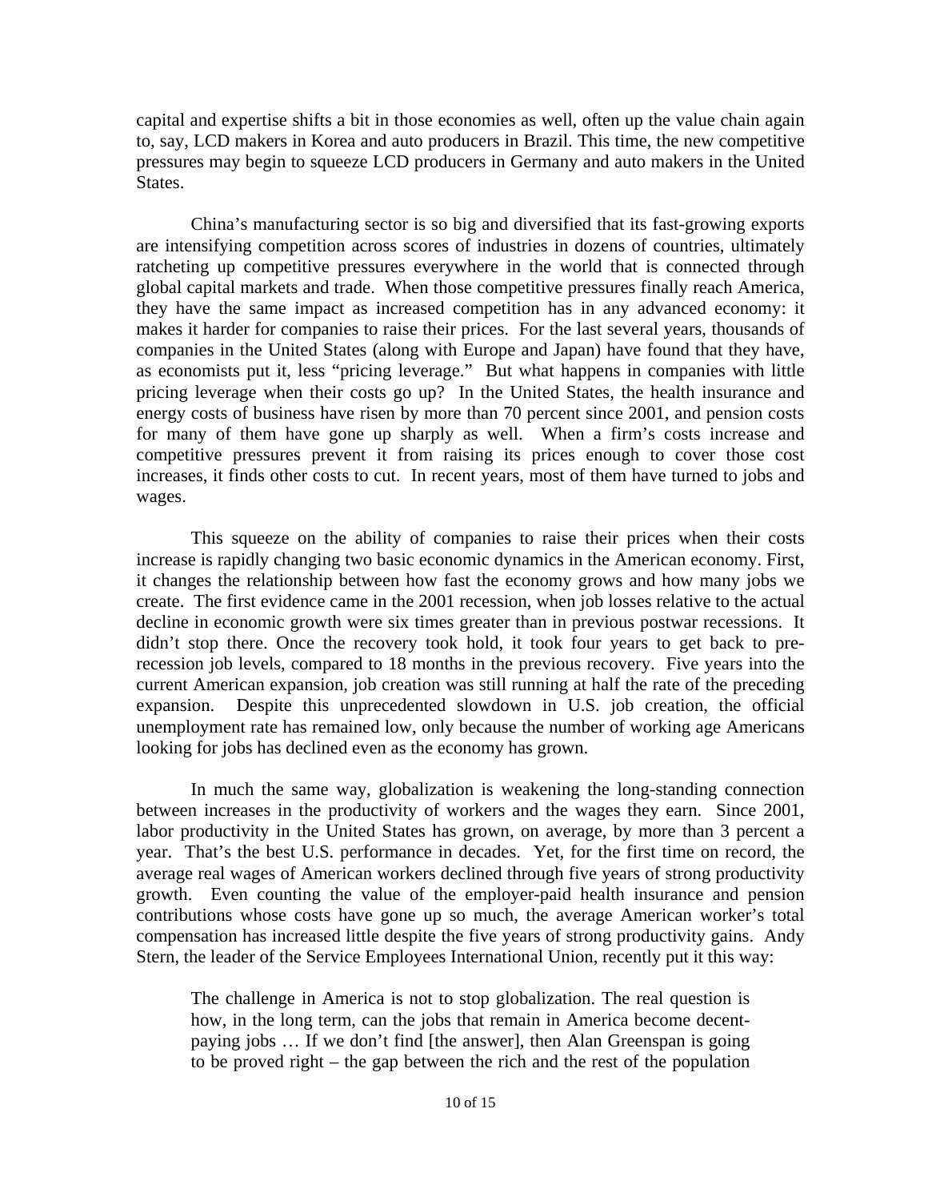capital and expertise shifts a bit in those economies as well, often up the value chain again to, say, LCD makers in Korea and auto producers in Brazil. This time, the new competitive pressures may begin to squeeze LCD producers in Germany and auto makers in the United States.

China's manufacturing sector is so big and diversified that its fast-growing exports are intensifying competition across scores of industries in dozens of countries, ultimately ratcheting up competitive pressures everywhere in the world that is connected through global capital markets and trade. When those competitive pressures finally reach America, they have the same impact as increased competition has in any advanced economy: it makes it harder for companies to raise their prices. For the last several years, thousands of companies in the United States (along with Europe and Japan) have found that they have, as economists put it, less "pricing leverage." But what happens in companies with little pricing leverage when their costs go up? In the United States, the health insurance and energy costs of business have risen by more than 70 percent since 2001, and pension costs for many of them have gone up sharply as well. When a firm's costs increase and competitive pressures prevent it from raising its prices enough to cover those cost increases, it finds other costs to cut. In recent years, most of them have turned to jobs and wages.

This squeeze on the ability of companies to raise their prices when their costs increase is rapidly changing two basic economic dynamics in the American economy. First, it changes the relationship between how fast the economy grows and how many jobs we create. The first evidence came in the 2001 recession, when job losses relative to the actual decline in economic growth were six times greater than in previous postwar recessions. It didn't stop there. Once the recovery took hold, it took four years to get back to pre-recession job levels, compared to 18 months in the previous recovery. Five years into the current American expansion, job creation was still running at half the rate of the preceding expansion. Despite this unprecedented slowdown in U.S. job creation, the official unemployment rate has remained low, only because the number of working age Americans looking for jobs has declined even as the economy has grown.

In much the same way, globalization is weakening the long-standing connection between increases in the productivity of workers and the wages they earn. Since 2001, labor productivity in the United States has grown, on average, by more than 3 percent a year. That's the best U.S. performance in decades. Yet, for the first time on record, the average real wages of American workers declined through five years of strong productivity growth. Even counting the value of the employer-paid health insurance and pension contributions whose costs have gone up so much, the average American worker's total compensation has increased little despite the five years of strong productivity gains. Andy Stern, the leader of the Service Employees International Union, recently put it this way:

> The challenge in America is not to stop globalization. The real question is how, in the long term, can the jobs that remain in America become decent-paying jobs … If we don't find [the answer], then Alan Greenspan is going to be proved right – the gap between the rich and the rest of the population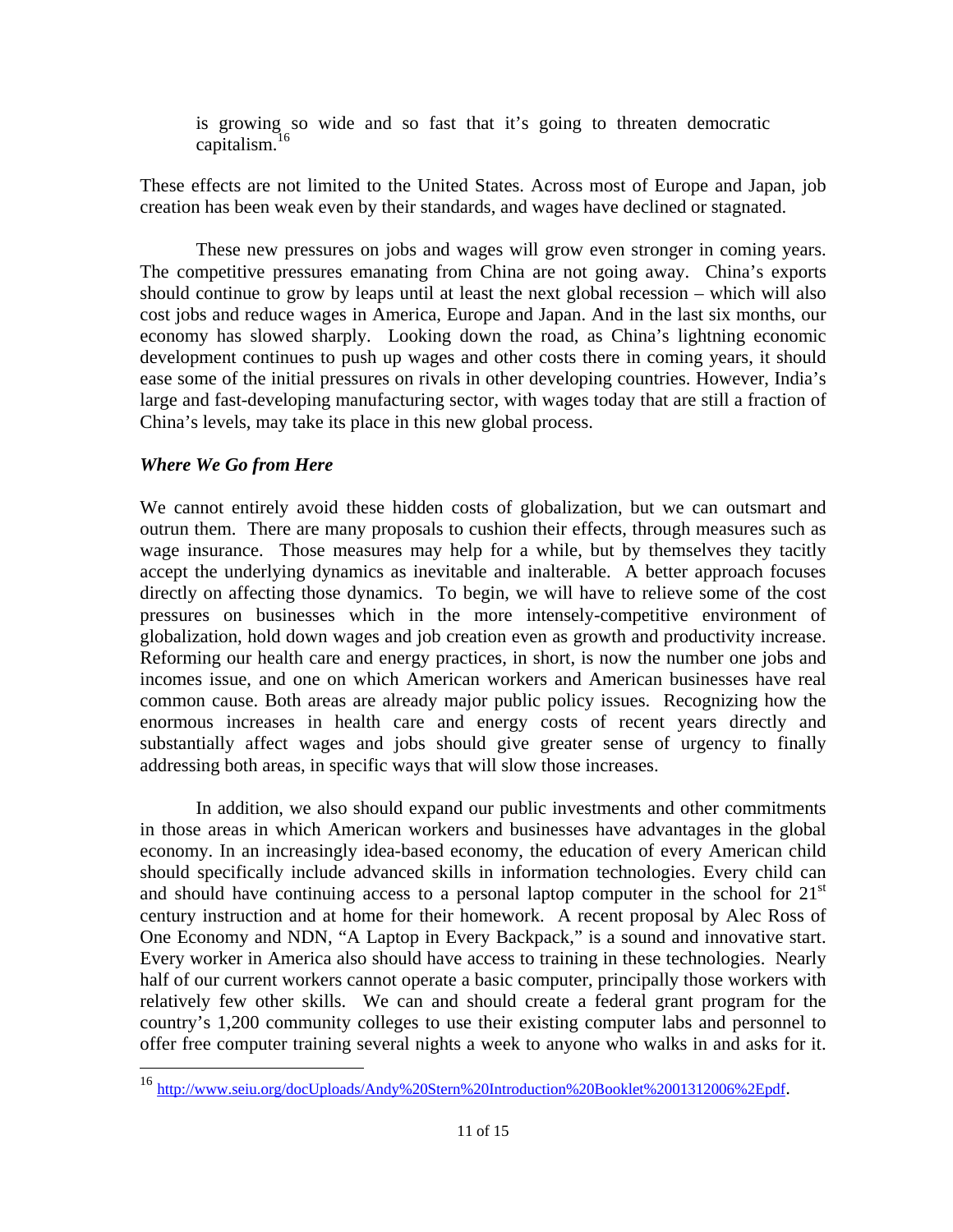> is growing so wide and so fast that it's going to threaten democratic capitalism.[16]

These effects are not limited to the United States. Across most of Europe and Japan, job creation has been weak even by their standards, and wages have declined or stagnated.

These new pressures on jobs and wages will grow even stronger in coming years. The competitive pressures emanating from China are not going away. China's exports should continue to grow by leaps until at least the next global recession – which will also cost jobs and reduce wages in America, Europe and Japan. And in the last six months, our economy has slowed sharply. Looking down the road, as China's lightning economic development continues to push up wages and other costs there in coming years, it should ease some of the initial pressures on rivals in other developing countries. However, India's large and fast-developing manufacturing sector, with wages today that are still a fraction of China's levels, may take its place in this new global process.

### *Where We Go from Here*

We cannot entirely avoid these hidden costs of globalization, but we can outsmart and outrun them. There are many proposals to cushion their effects, through measures such as wage insurance. Those measures may help for a while, but by themselves they tacitly accept the underlying dynamics as inevitable and inalterable. A better approach focuses directly on affecting those dynamics. To begin, we will have to relieve some of the cost pressures on businesses which in the more intensely-competitive environment of globalization, hold down wages and job creation even as growth and productivity increase. Reforming our health care and energy practices, in short, is now the number one jobs and incomes issue, and one on which American workers and American businesses have real common cause. Both areas are already major public policy issues. Recognizing how the enormous increases in health care and energy costs of recent years directly and substantially affect wages and jobs should give greater sense of urgency to finally addressing both areas, in specific ways that will slow those increases.

In addition, we also should expand our public investments and other commitments in those areas in which American workers and businesses have advantages in the global economy. In an increasingly idea-based economy, the education of every American child should specifically include advanced skills in information technologies. Every child can and should have continuing access to a personal laptop computer in the school for 21st century instruction and at home for their homework. A recent proposal by Alec Ross of One Economy and NDN, "A Laptop in Every Backpack," is a sound and innovative start. Every worker in America also should have access to training in these technologies. Nearly half of our current workers cannot operate a basic computer, principally those workers with relatively few other skills. We can and should create a federal grant program for the country's 1,200 community colleges to use their existing computer labs and personnel to offer free computer training several nights a week to anyone who walks in and asks for it.

---

[16] http://www.seiu.org/docUploads/Andy%20Stern%20Introduction%20Booklet%2001312006%2Epdf.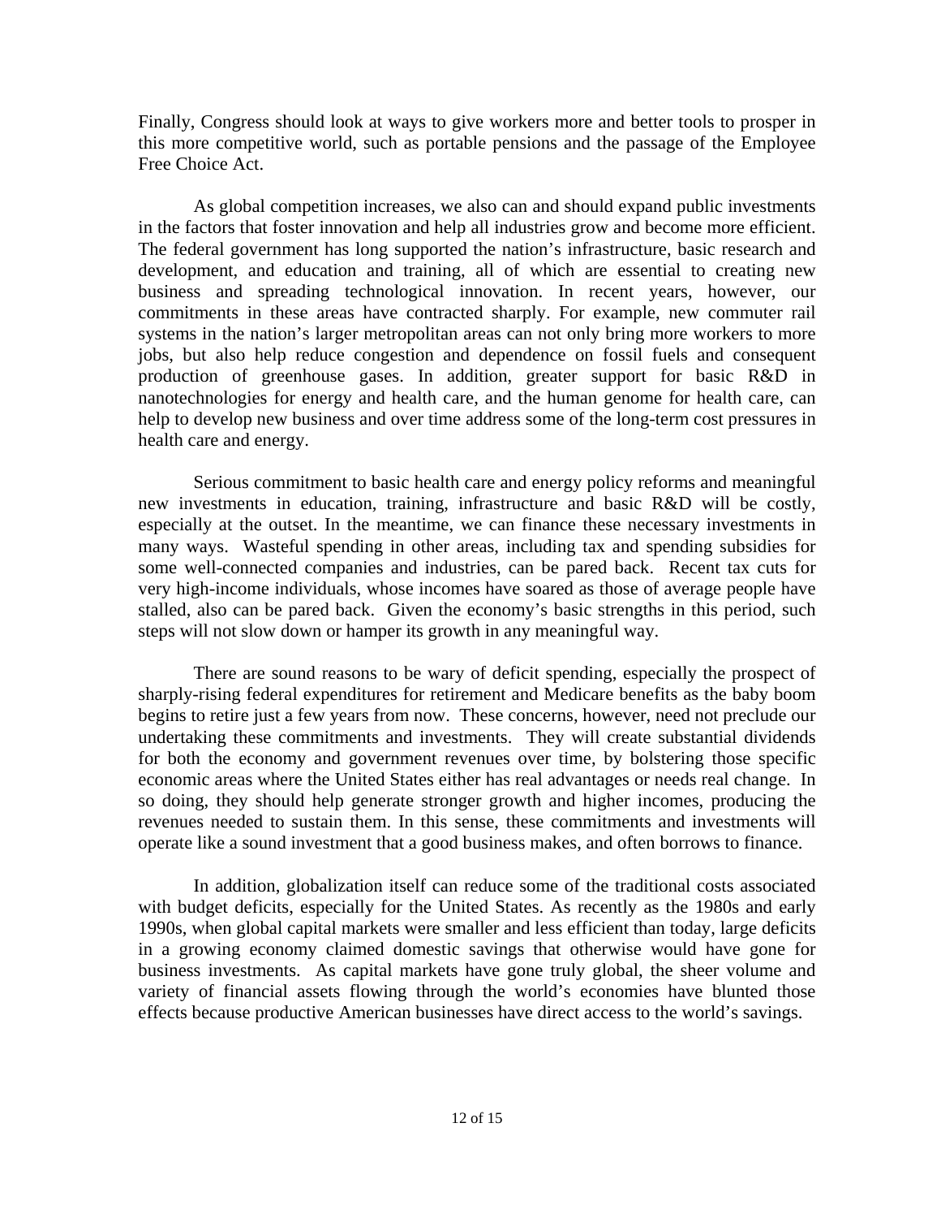Finally, Congress should look at ways to give workers more and better tools to prosper in this more competitive world, such as portable pensions and the passage of the Employee Free Choice Act.

As global competition increases, we also can and should expand public investments in the factors that foster innovation and help all industries grow and become more efficient. The federal government has long supported the nation's infrastructure, basic research and development, and education and training, all of which are essential to creating new business and spreading technological innovation. In recent years, however, our commitments in these areas have contracted sharply. For example, new commuter rail systems in the nation's larger metropolitan areas can not only bring more workers to more jobs, but also help reduce congestion and dependence on fossil fuels and consequent production of greenhouse gases. In addition, greater support for basic R&D in nanotechnologies for energy and health care, and the human genome for health care, can help to develop new business and over time address some of the long-term cost pressures in health care and energy.

Serious commitment to basic health care and energy policy reforms and meaningful new investments in education, training, infrastructure and basic R&D will be costly, especially at the outset. In the meantime, we can finance these necessary investments in many ways. Wasteful spending in other areas, including tax and spending subsidies for some well-connected companies and industries, can be pared back. Recent tax cuts for very high-income individuals, whose incomes have soared as those of average people have stalled, also can be pared back. Given the economy's basic strengths in this period, such steps will not slow down or hamper its growth in any meaningful way.

There are sound reasons to be wary of deficit spending, especially the prospect of sharply-rising federal expenditures for retirement and Medicare benefits as the baby boom begins to retire just a few years from now. These concerns, however, need not preclude our undertaking these commitments and investments. They will create substantial dividends for both the economy and government revenues over time, by bolstering those specific economic areas where the United States either has real advantages or needs real change. In so doing, they should help generate stronger growth and higher incomes, producing the revenues needed to sustain them. In this sense, these commitments and investments will operate like a sound investment that a good business makes, and often borrows to finance.

In addition, globalization itself can reduce some of the traditional costs associated with budget deficits, especially for the United States. As recently as the 1980s and early 1990s, when global capital markets were smaller and less efficient than today, large deficits in a growing economy claimed domestic savings that otherwise would have gone for business investments. As capital markets have gone truly global, the sheer volume and variety of financial assets flowing through the world's economies have blunted those effects because productive American businesses have direct access to the world's savings.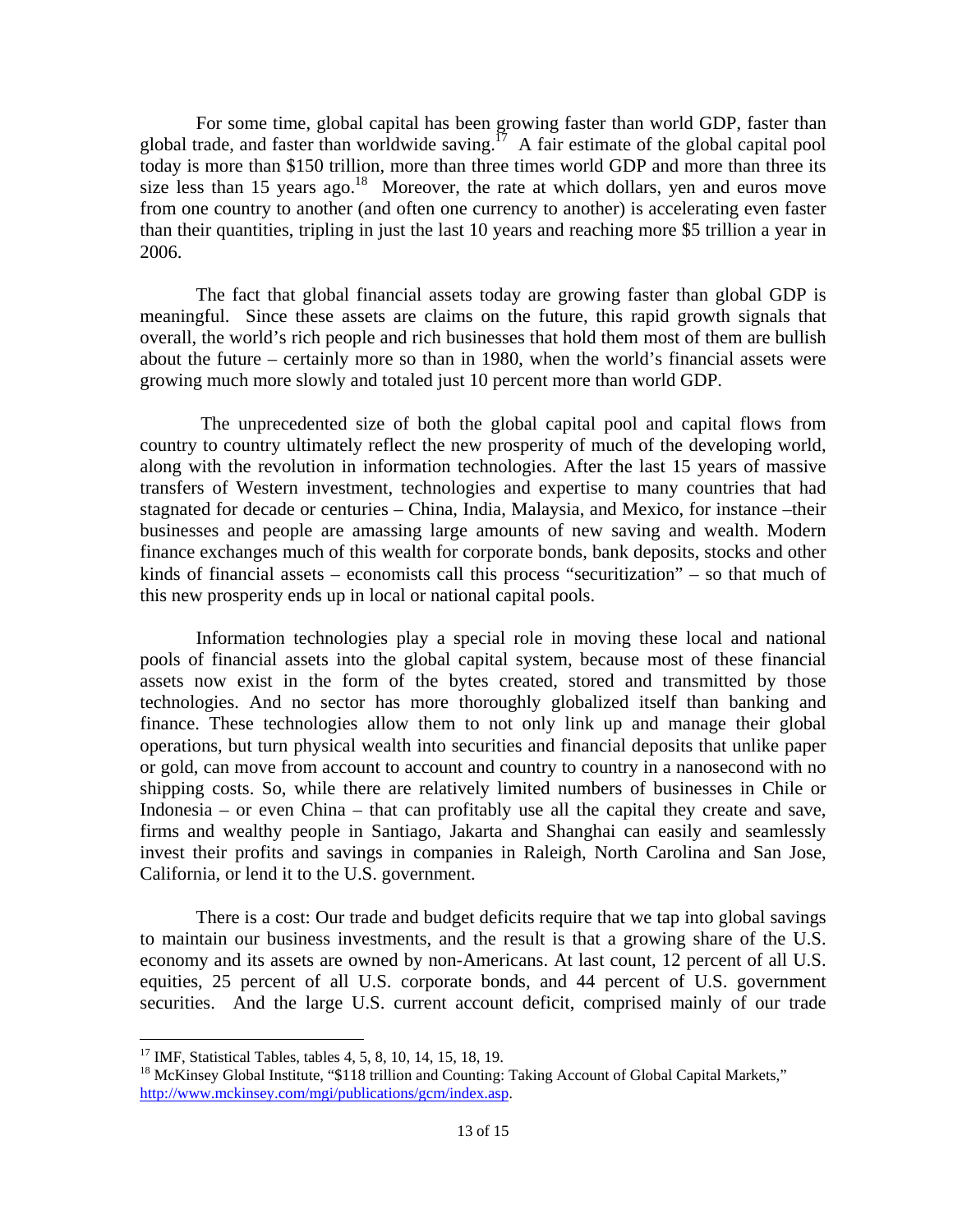For some time, global capital has been growing faster than world GDP, faster than global trade, and faster than worldwide saving.[17] A fair estimate of the global capital pool today is more than $150 trillion, more than three times world GDP and more than three its size less than 15 years ago.[18] Moreover, the rate at which dollars, yen and euros move from one country to another (and often one currency to another) is accelerating even faster than their quantities, tripling in just the last 10 years and reaching more $5 trillion a year in 2006.

The fact that global financial assets today are growing faster than global GDP is meaningful. Since these assets are claims on the future, this rapid growth signals that overall, the world's rich people and rich businesses that hold them most of them are bullish about the future – certainly more so than in 1980, when the world's financial assets were growing much more slowly and totaled just 10 percent more than world GDP.

The unprecedented size of both the global capital pool and capital flows from country to country ultimately reflect the new prosperity of much of the developing world, along with the revolution in information technologies. After the last 15 years of massive transfers of Western investment, technologies and expertise to many countries that had stagnated for decade or centuries – China, India, Malaysia, and Mexico, for instance –their businesses and people are amassing large amounts of new saving and wealth. Modern finance exchanges much of this wealth for corporate bonds, bank deposits, stocks and other kinds of financial assets – economists call this process "securitization" – so that much of this new prosperity ends up in local or national capital pools.

Information technologies play a special role in moving these local and national pools of financial assets into the global capital system, because most of these financial assets now exist in the form of the bytes created, stored and transmitted by those technologies. And no sector has more thoroughly globalized itself than banking and finance. These technologies allow them to not only link up and manage their global operations, but turn physical wealth into securities and financial deposits that unlike paper or gold, can move from account to account and country to country in a nanosecond with no shipping costs. So, while there are relatively limited numbers of businesses in Chile or Indonesia – or even China – that can profitably use all the capital they create and save, firms and wealthy people in Santiago, Jakarta and Shanghai can easily and seamlessly invest their profits and savings in companies in Raleigh, North Carolina and San Jose, California, or lend it to the U.S. government.

There is a cost: Our trade and budget deficits require that we tap into global savings to maintain our business investments, and the result is that a growing share of the U.S. economy and its assets are owned by non-Americans. At last count, 12 percent of all U.S. equities, 25 percent of all U.S. corporate bonds, and 44 percent of U.S. government securities. And the large U.S. current account deficit, comprised mainly of our trade

---

[17] IMF, Statistical Tables, tables 4, 5, 8, 10, 14, 15, 18, 19.

[18] McKinsey Global Institute, "$118 trillion and Counting: Taking Account of Global Capital Markets," http://www.mckinsey.com/mgi/publications/gcm/index.asp.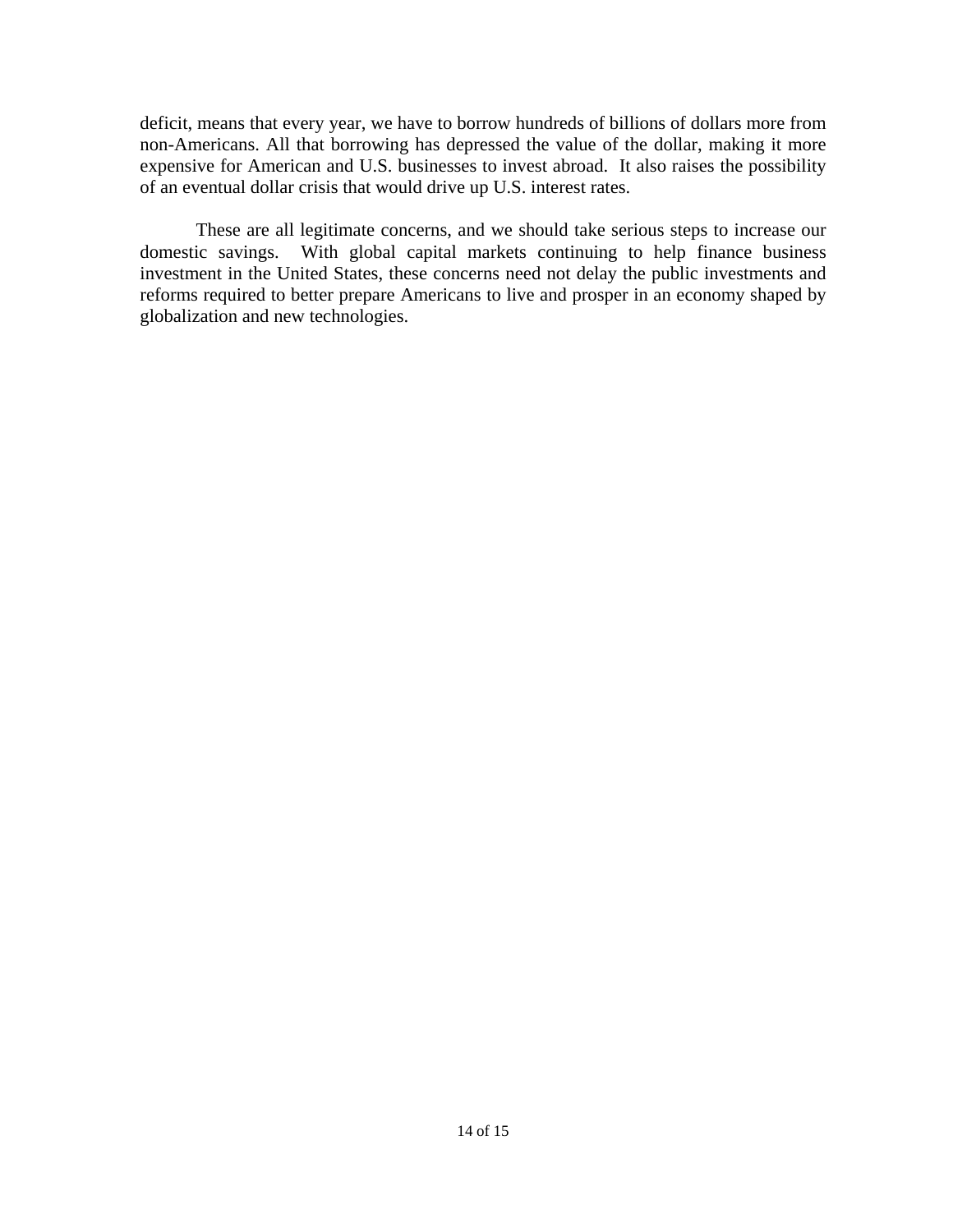deficit, means that every year, we have to borrow hundreds of billions of dollars more from non-Americans. All that borrowing has depressed the value of the dollar, making it more expensive for American and U.S. businesses to invest abroad. It also raises the possibility of an eventual dollar crisis that would drive up U.S. interest rates.

These are all legitimate concerns, and we should take serious steps to increase our domestic savings. With global capital markets continuing to help finance business investment in the United States, these concerns need not delay the public investments and reforms required to better prepare Americans to live and prosper in an economy shaped by globalization and new technologies.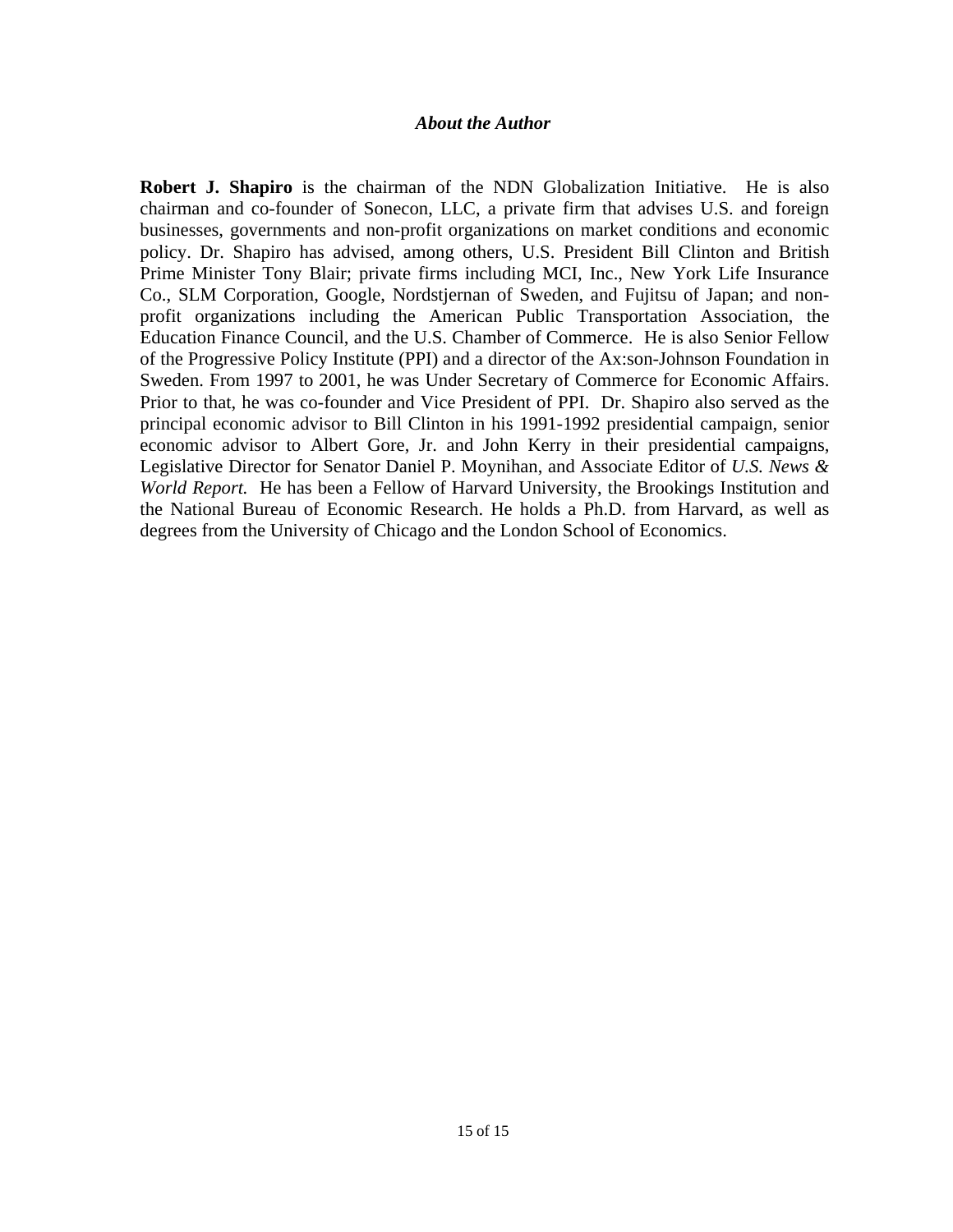***About the Author***

**Robert J. Shapiro** is the chairman of the NDN Globalization Initiative. He is also chairman and co-founder of Sonecon, LLC, a private firm that advises U.S. and foreign businesses, governments and non-profit organizations on market conditions and economic policy. Dr. Shapiro has advised, among others, U.S. President Bill Clinton and British Prime Minister Tony Blair; private firms including MCI, Inc., New York Life Insurance Co., SLM Corporation, Google, Nordstjernan of Sweden, and Fujitsu of Japan; and non-profit organizations including the American Public Transportation Association, the Education Finance Council, and the U.S. Chamber of Commerce. He is also Senior Fellow of the Progressive Policy Institute (PPI) and a director of the Ax:son-Johnson Foundation in Sweden. From 1997 to 2001, he was Under Secretary of Commerce for Economic Affairs. Prior to that, he was co-founder and Vice President of PPI. Dr. Shapiro also served as the principal economic advisor to Bill Clinton in his 1991-1992 presidential campaign, senior economic advisor to Albert Gore, Jr. and John Kerry in their presidential campaigns, Legislative Director for Senator Daniel P. Moynihan, and Associate Editor of *U.S. News & World Report.* He has been a Fellow of Harvard University, the Brookings Institution and the National Bureau of Economic Research. He holds a Ph.D. from Harvard, as well as degrees from the University of Chicago and the London School of Economics.